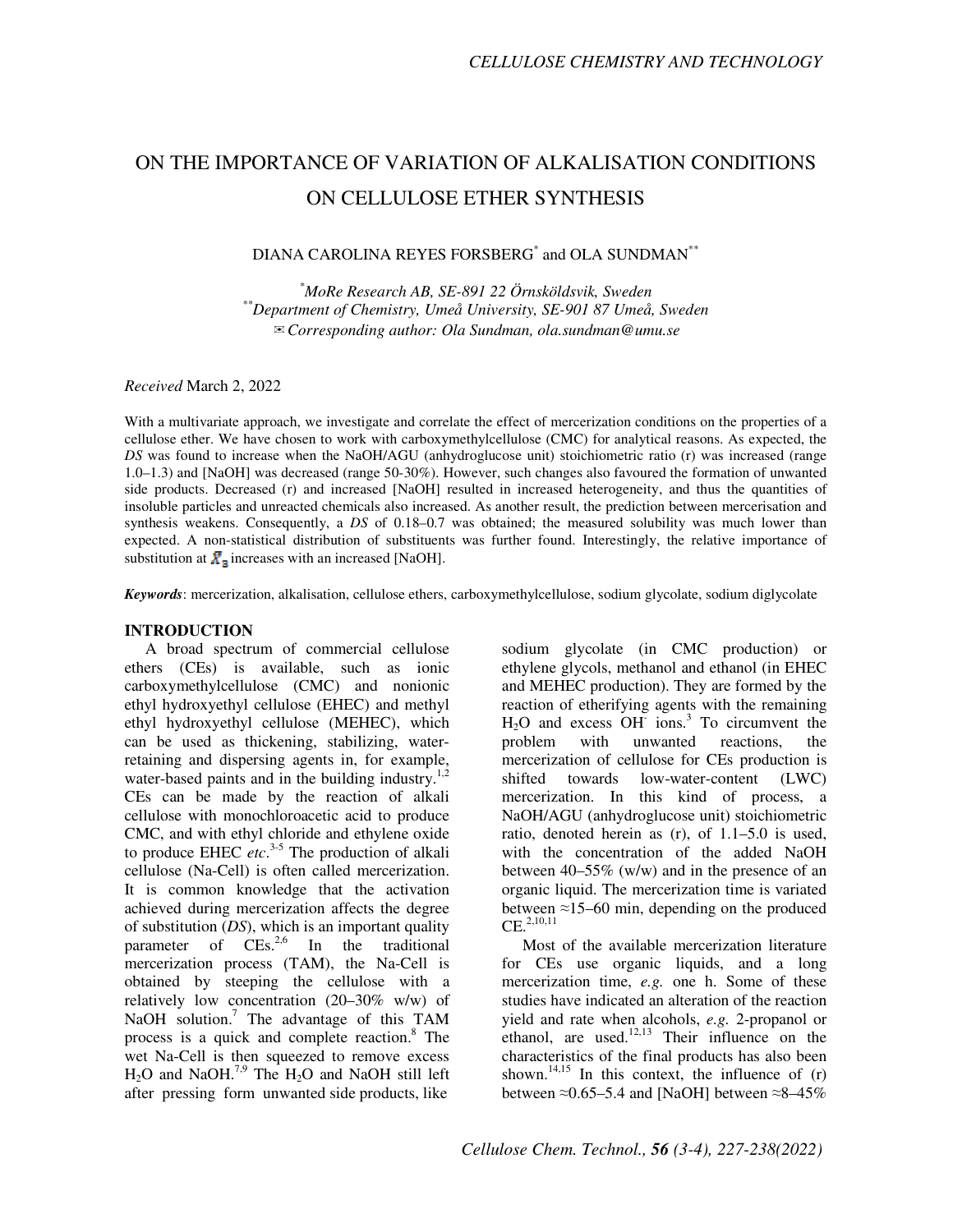# ON THE IMPORTANCE OF VARIATION OF ALKALISATION CONDITIONS ON CELLULOSE ETHER SYNTHESIS

DIANA CAROLINA REYES FORSBERG[*] and OLA SUNDMAN[**]

[*]*MoRe Research AB, SE-891 22 Örnsköldsvik, Sweden*
[**]*Department of Chemistry, Umeå University, SE-901 87 Umeå, Sweden*
✉ *Corresponding author: Ola Sundman, ola.sundman@umu.se*

*Received* March 2, 2022

With a multivariate approach, we investigate and correlate the effect of mercerization conditions on the properties of a cellulose ether. We have chosen to work with carboxymethylcellulose (CMC) for analytical reasons. As expected, the *DS* was found to increase when the NaOH/AGU (anhydroglucose unit) stoichiometric ratio (r) was increased (range 1.0–1.3) and [NaOH] was decreased (range 50-30%). However, such changes also favoured the formation of unwanted side products. Decreased (r) and increased [NaOH] resulted in increased heterogeneity, and thus the quantities of insoluble particles and unreacted chemicals also increased. As another result, the prediction between mercerisation and synthesis weakens. Consequently, a *DS* of 0.18–0.7 was obtained; the measured solubility was much lower than expected. A non-statistical distribution of substituents was further found. Interestingly, the relative importance of substitution at $X_3$ increases with an increased [NaOH].

***Keywords***: mercerization, alkalisation, cellulose ethers, carboxymethylcellulose, sodium glycolate, sodium diglycolate

## INTRODUCTION

A broad spectrum of commercial cellulose ethers (CEs) is available, such as ionic carboxymethylcellulose (CMC) and nonionic ethyl hydroxyethyl cellulose (EHEC) and methyl ethyl hydroxyethyl cellulose (MEHEC), which can be used as thickening, stabilizing, water-retaining and dispersing agents in, for example, water-based paints and in the building industry.[1,2] CEs can be made by the reaction of alkali cellulose with monochloroacetic acid to produce CMC, and with ethyl chloride and ethylene oxide to produce EHEC *etc*.[3-5] The production of alkali cellulose (Na-Cell) is often called mercerization. It is common knowledge that the activation achieved during mercerization affects the degree of substitution (*DS*), which is an important quality parameter of CEs.[2,6] In the traditional mercerization process (TAM), the Na-Cell is obtained by steeping the cellulose with a relatively low concentration (20–30% w/w) of NaOH solution.[7] The advantage of this TAM process is a quick and complete reaction.[8] The wet Na-Cell is then squeezed to remove excess $H_2O$ and NaOH.[7,9] The $H_2O$ and NaOH still left after pressing form unwanted side products, like sodium glycolate (in CMC production) or ethylene glycols, methanol and ethanol (in EHEC and MEHEC production). They are formed by the reaction of etherifying agents with the remaining $H_2O$ and excess $OH^-$ ions.[3] To circumvent the problem with unwanted reactions, the mercerization of cellulose for CEs production is shifted towards low-water-content (LWC) mercerization. In this kind of process, a NaOH/AGU (anhydroglucose unit) stoichiometric ratio, denoted herein as (r), of 1.1–5.0 is used, with the concentration of the added NaOH between 40–55% (w/w) and in the presence of an organic liquid. The mercerization time is variated between ≈15–60 min, depending on the produced CE.[2,10,11]

Most of the available mercerization literature for CEs use organic liquids, and a long mercerization time, *e.g.* one h. Some of these studies have indicated an alteration of the reaction yield and rate when alcohols, *e.g.* 2-propanol or ethanol, are used.[12,13] Their influence on the characteristics of the final products has also been shown.[14,15] In this context, the influence of (r) between ≈0.65–5.4 and [NaOH] between ≈8–45%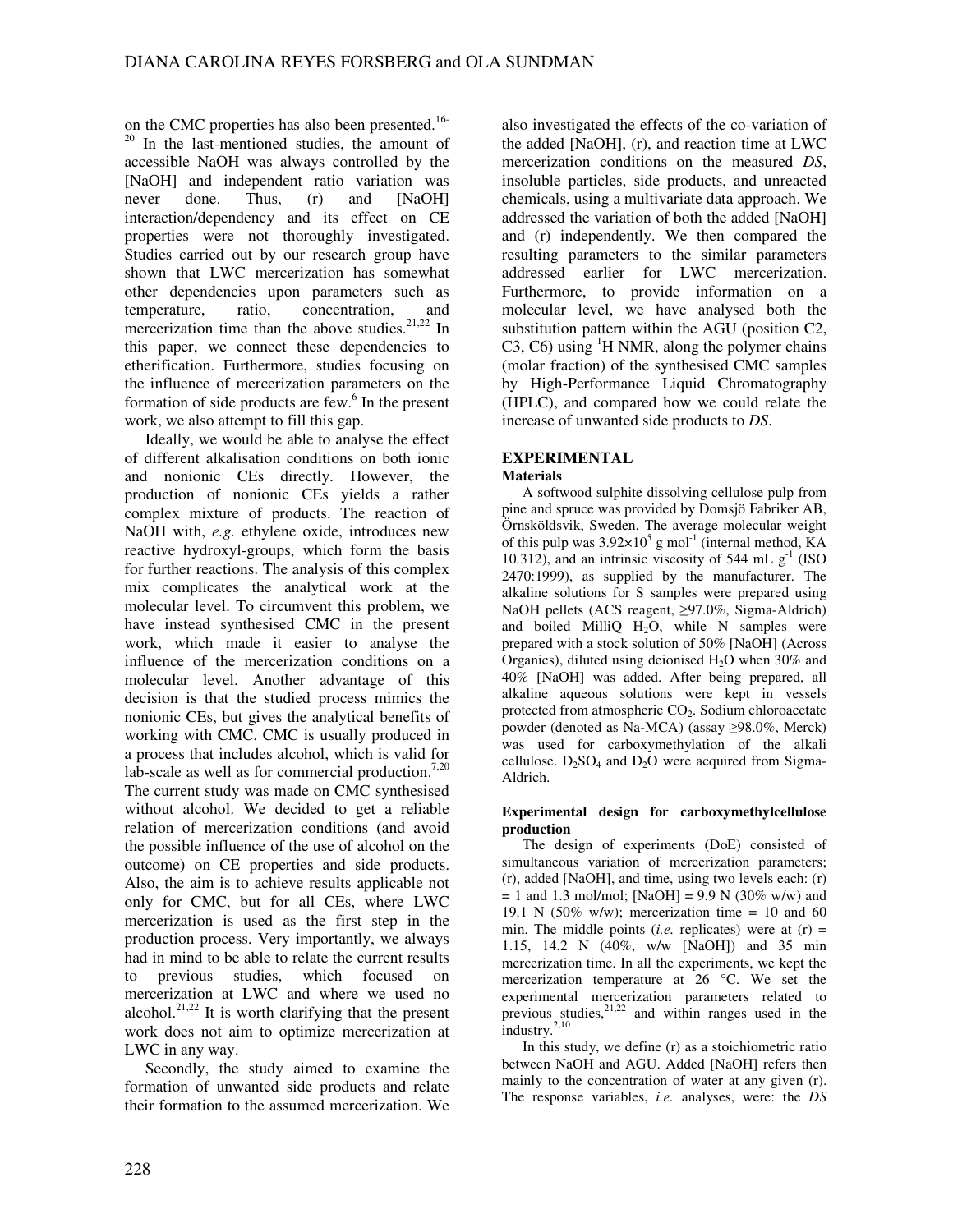on the CMC properties has also been presented.[16-20] In the last-mentioned studies, the amount of accessible NaOH was always controlled by the [NaOH] and independent ratio variation was never done. Thus, (r) and [NaOH] interaction/dependency and its effect on CE properties were not thoroughly investigated. Studies carried out by our research group have shown that LWC mercerization has somewhat other dependencies upon parameters such as temperature, ratio, concentration, and mercerization time than the above studies.[21,22] In this paper, we connect these dependencies to etherification. Furthermore, studies focusing on the influence of mercerization parameters on the formation of side products are few.[6] In the present work, we also attempt to fill this gap.

Ideally, we would be able to analyse the effect of different alkalisation conditions on both ionic and nonionic CEs directly. However, the production of nonionic CEs yields a rather complex mixture of products. The reaction of NaOH with, *e.g.* ethylene oxide, introduces new reactive hydroxyl-groups, which form the basis for further reactions. The analysis of this complex mix complicates the analytical work at the molecular level. To circumvent this problem, we have instead synthesised CMC in the present work, which made it easier to analyse the influence of the mercerization conditions on a molecular level. Another advantage of this decision is that the studied process mimics the nonionic CEs, but gives the analytical benefits of working with CMC. CMC is usually produced in a process that includes alcohol, which is valid for lab-scale as well as for commercial production.[7,20] The current study was made on CMC synthesised without alcohol. We decided to get a reliable relation of mercerization conditions (and avoid the possible influence of the use of alcohol on the outcome) on CE properties and side products. Also, the aim is to achieve results applicable not only for CMC, but for all CEs, where LWC mercerization is used as the first step in the production process. Very importantly, we always had in mind to be able to relate the current results to previous studies, which focused on mercerization at LWC and where we used no alcohol.[21,22] It is worth clarifying that the present work does not aim to optimize mercerization at LWC in any way.

Secondly, the study aimed to examine the formation of unwanted side products and relate their formation to the assumed mercerization. We also investigated the effects of the co-variation of the added [NaOH], (r), and reaction time at LWC mercerization conditions on the measured *DS*, insoluble particles, side products, and unreacted chemicals, using a multivariate data approach. We addressed the variation of both the added [NaOH] and (r) independently. We then compared the resulting parameters to the similar parameters addressed earlier for LWC mercerization. Furthermore, to provide information on a molecular level, we have analysed both the substitution pattern within the AGU (position C2, C3, C6) using $^1$H NMR, along the polymer chains (molar fraction) of the synthesised CMC samples by High-Performance Liquid Chromatography (HPLC), and compared how we could relate the increase of unwanted side products to *DS*.

## EXPERIMENTAL

### Materials

A softwood sulphite dissolving cellulose pulp from pine and spruce was provided by Domsjö Fabriker AB, Örnsköldsvik, Sweden. The average molecular weight of this pulp was $3.92\times10^5$ g mol$^{-1}$ (internal method, KA 10.312), and an intrinsic viscosity of 544 mL g$^{-1}$ (ISO 2470:1999), as supplied by the manufacturer. The alkaline solutions for S samples were prepared using NaOH pellets (ACS reagent, ≥97.0%, Sigma-Aldrich) and boiled MilliQ $H_2O$, while N samples were prepared with a stock solution of 50% [NaOH] (Across Organics), diluted using deionised $H_2O$ when 30% and 40% [NaOH] was added. After being prepared, all alkaline aqueous solutions were kept in vessels protected from atmospheric $CO_2$. Sodium chloroacetate powder (denoted as Na-MCA) (assay ≥98.0%, Merck) was used for carboxymethylation of the alkali cellulose. $D_2SO_4$ and $D_2O$ were acquired from Sigma-Aldrich.

### Experimental design for carboxymethylcellulose production

The design of experiments (DoE) consisted of simultaneous variation of mercerization parameters; (r), added [NaOH], and time, using two levels each: (r) = 1 and 1.3 mol/mol; [NaOH] = 9.9 N (30% w/w) and 19.1 N (50% w/w); mercerization time = 10 and 60 min. The middle points (*i.e.* replicates) were at (r) = 1.15, 14.2 N (40%, w/w [NaOH]) and 35 min mercerization time. In all the experiments, we kept the mercerization temperature at 26 °C. We set the experimental mercerization parameters related to previous studies,[21,22] and within ranges used in the industry.[2,10]

In this study, we define (r) as a stoichiometric ratio between NaOH and AGU. Added [NaOH] refers then mainly to the concentration of water at any given (r). The response variables, *i.e.* analyses, were: the *DS*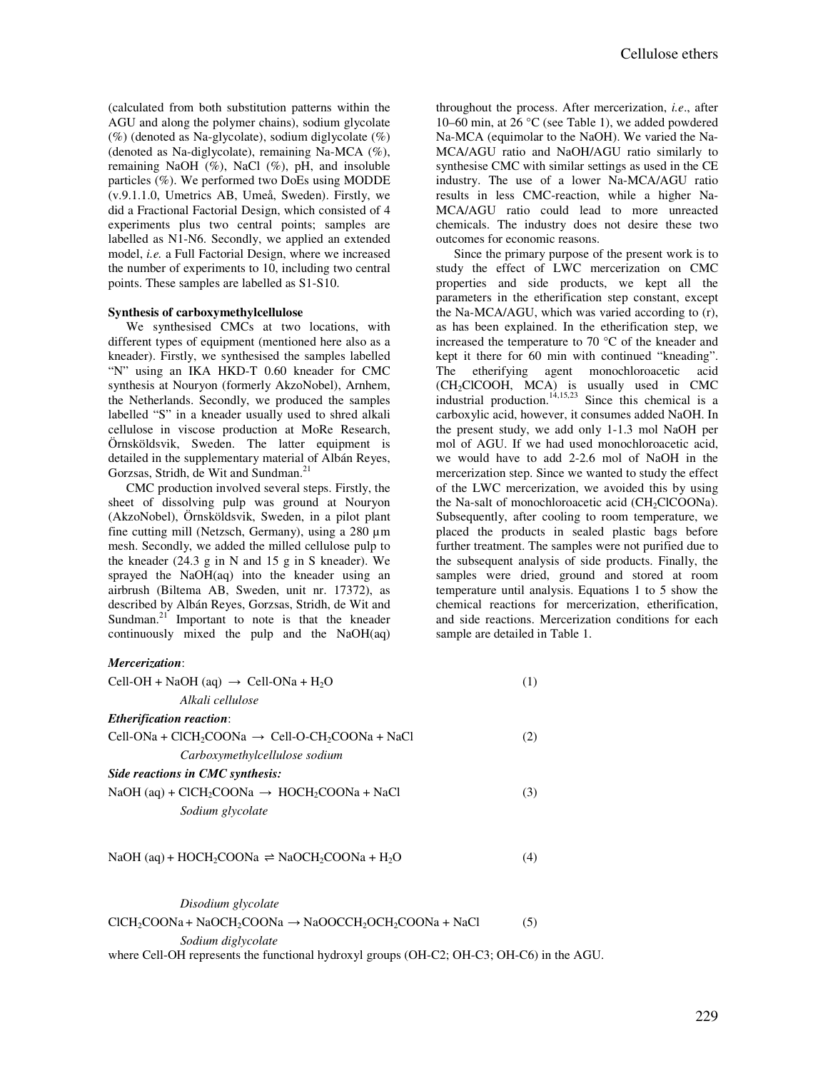(calculated from both substitution patterns within the AGU and along the polymer chains), sodium glycolate (%) (denoted as Na-glycolate), sodium diglycolate (%) (denoted as Na-diglycolate), remaining Na-MCA (%), remaining NaOH (%), NaCl (%), pH, and insoluble particles (%). We performed two DoEs using MODDE (v.9.1.1.0, Umetrics AB, Umeå, Sweden). Firstly, we did a Fractional Factorial Design, which consisted of 4 experiments plus two central points; samples are labelled as N1-N6. Secondly, we applied an extended model, *i.e.* a Full Factorial Design, where we increased the number of experiments to 10, including two central points. These samples are labelled as S1-S10.

**Synthesis of carboxymethylcellulose**

We synthesised CMCs at two locations, with different types of equipment (mentioned here also as a kneader). Firstly, we synthesised the samples labelled "N" using an IKA HKD-T 0.60 kneader for CMC synthesis at Nouryon (formerly AkzoNobel), Arnhem, the Netherlands. Secondly, we produced the samples labelled "S" in a kneader usually used to shred alkali cellulose in viscose production at MoRe Research, Örnsköldsvik, Sweden. The latter equipment is detailed in the supplementary material of Albán Reyes, Gorzsas, Stridh, de Wit and Sundman.[21]

CMC production involved several steps. Firstly, the sheet of dissolving pulp was ground at Nouryon (AkzoNobel), Örnsköldsvik, Sweden, in a pilot plant fine cutting mill (Netzsch, Germany), using a 280 µm mesh. Secondly, we added the milled cellulose pulp to the kneader (24.3 g in N and 15 g in S kneader). We sprayed the NaOH(aq) into the kneader using an airbrush (Biltema AB, Sweden, unit nr. 17372), as described by Albán Reyes, Gorzsas, Stridh, de Wit and Sundman.[21] Important to note is that the kneader continuously mixed the pulp and the NaOH(aq) throughout the process. After mercerization, *i.e*., after 10–60 min, at 26 °C (see Table 1), we added powdered Na-MCA (equimolar to the NaOH). We varied the Na-MCA/AGU ratio and NaOH/AGU ratio similarly to synthesise CMC with similar settings as used in the CE industry. The use of a lower Na-MCA/AGU ratio results in less CMC-reaction, while a higher Na-MCA/AGU ratio could lead to more unreacted chemicals. The industry does not desire these two outcomes for economic reasons.

Since the primary purpose of the present work is to study the effect of LWC mercerization on CMC properties and side products, we kept all the parameters in the etherification step constant, except the Na-MCA/AGU, which was varied according to (r), as has been explained. In the etherification step, we increased the temperature to 70 °C of the kneader and kept it there for 60 min with continued "kneading". The etherifying agent monochloroacetic acid ($CH_2ClCOOH$, MCA) is usually used in CMC industrial production.[14,15,23] Since this chemical is a carboxylic acid, however, it consumes added NaOH. In the present study, we add only 1-1.3 mol NaOH per mol of AGU. If we had used monochloroacetic acid, we would have to add 2-2.6 mol of NaOH in the mercerization step. Since we wanted to study the effect of the LWC mercerization, we avoided this by using the Na-salt of monochloroacetic acid ($CH_2ClCOONa$). Subsequently, after cooling to room temperature, we placed the products in sealed plastic bags before further treatment. The samples were not purified due to the subsequent analysis of side products. Finally, the samples were dried, ground and stored at room temperature until analysis. Equations 1 to 5 show the chemical reactions for mercerization, etherification, and side reactions. Mercerization conditions for each sample are detailed in Table 1.

***Mercerization***:

$$\text{Cell-OH} + \text{NaOH (aq)} \rightarrow \text{Cell-ONa} + H_2O \quad (1)$$

*Alkali cellulose*

***Etherification reaction***:

$$\text{Cell-ONa} + ClCH_2COONa \rightarrow \text{Cell-O-}CH_2COONa + NaCl \quad (2)$$

*Carboxymethylcellulose sodium*

***Side reactions in CMC synthesis:***

$$\text{NaOH (aq)} + ClCH_2COONa \rightarrow HOCH_2COONa + NaCl \quad (3)$$

*Sodium glycolate*

$$\text{NaOH (aq)} + HOCH_2COONa \rightleftharpoons NaOCH_2COONa + H_2O \quad (4)$$

*Disodium glycolate*

$$ClCH_2COONa + NaOCH_2COONa \rightarrow NaOOCCH_2OCH_2COONa + NaCl \quad (5)$$

*Sodium diglycolate*

where Cell-OH represents the functional hydroxyl groups (OH-C2; OH-C3; OH-C6) in the AGU.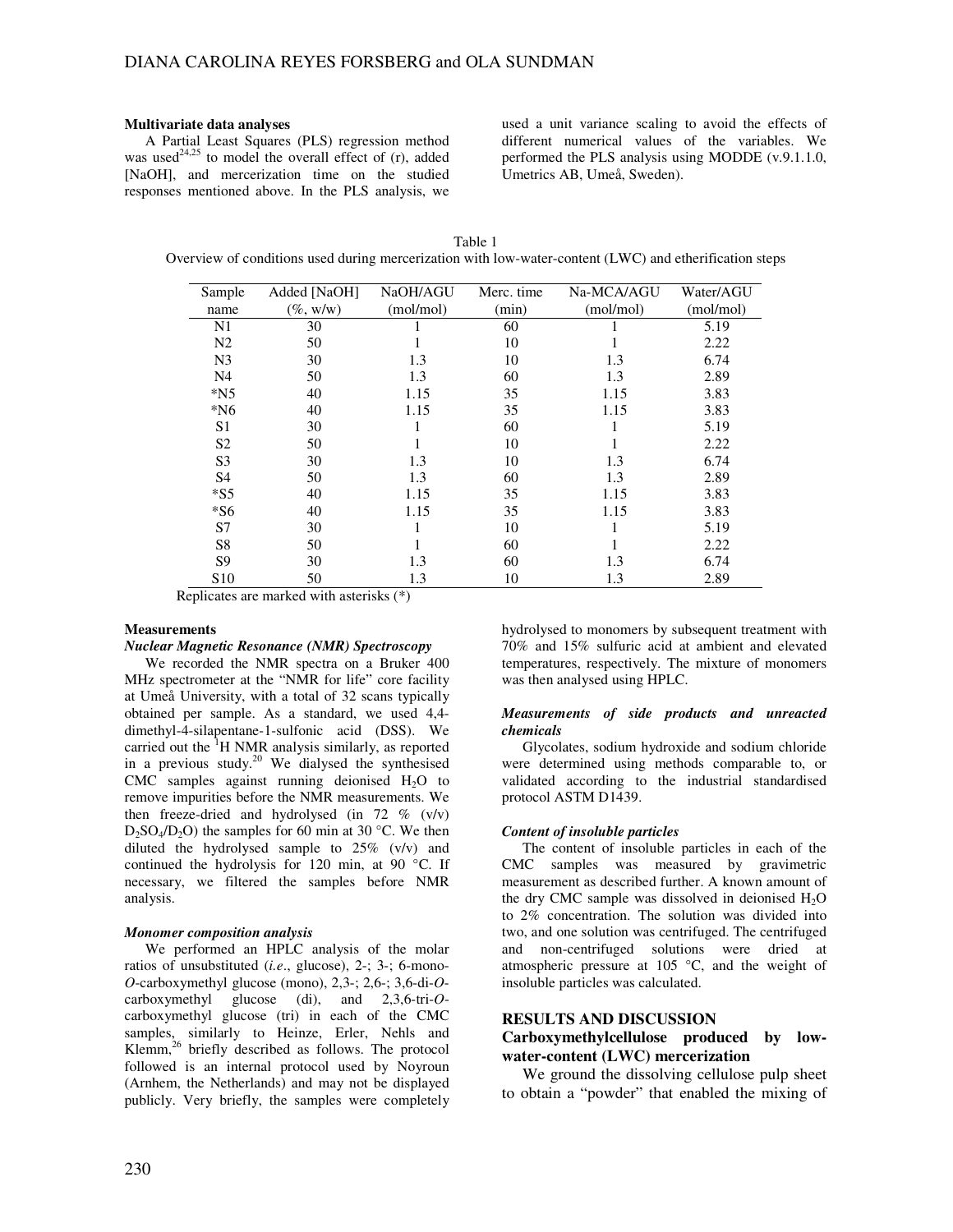#### Multivariate data analyses

A Partial Least Squares (PLS) regression method was used[24,25] to model the overall effect of (r), added [NaOH], and mercerization time on the studied responses mentioned above. In the PLS analysis, we used a unit variance scaling to avoid the effects of different numerical values of the variables. We performed the PLS analysis using MODDE (v.9.1.1.0, Umetrics AB, Umeå, Sweden).

Table 1
Overview of conditions used during mercerization with low-water-content (LWC) and etherification steps

| Sample name | Added [NaOH] (%, w/w) | NaOH/AGU (mol/mol) | Merc. time (min) | Na-MCA/AGU (mol/mol) | Water/AGU (mol/mol) |
|---|---|---|---|---|---|
| N1 | 30 | 1 | 60 | 1 | 5.19 |
| N2 | 50 | 1 | 10 | 1 | 2.22 |
| N3 | 30 | 1.3 | 10 | 1.3 | 6.74 |
| N4 | 50 | 1.3 | 60 | 1.3 | 2.89 |
| *N5 | 40 | 1.15 | 35 | 1.15 | 3.83 |
| *N6 | 40 | 1.15 | 35 | 1.15 | 3.83 |
| S1 | 30 | 1 | 60 | 1 | 5.19 |
| S2 | 50 | 1 | 10 | 1 | 2.22 |
| S3 | 30 | 1.3 | 10 | 1.3 | 6.74 |
| S4 | 50 | 1.3 | 60 | 1.3 | 2.89 |
| *S5 | 40 | 1.15 | 35 | 1.15 | 3.83 |
| *S6 | 40 | 1.15 | 35 | 1.15 | 3.83 |
| S7 | 30 | 1 | 10 | 1 | 5.19 |
| S8 | 50 | 1 | 60 | 1 | 2.22 |
| S9 | 30 | 1.3 | 60 | 1.3 | 6.74 |
| S10 | 50 | 1.3 | 10 | 1.3 | 2.89 |

Replicates are marked with asterisks (*)

#### Measurements

##### *Nuclear Magnetic Resonance (NMR) Spectroscopy*

We recorded the NMR spectra on a Bruker 400 MHz spectrometer at the "NMR for life" core facility at Umeå University, with a total of 32 scans typically obtained per sample. As a standard, we used 4,4-dimethyl-4-silapentane-1-sulfonic acid (DSS). We carried out the $^1$H NMR analysis similarly, as reported in a previous study.[20] We dialysed the synthesised CMC samples against running deionised $H_2O$ to remove impurities before the NMR measurements. We then freeze-dried and hydrolysed (in 72 % (v/v) $D_2SO_4/D_2O$) the samples for 60 min at 30 °C. We then diluted the hydrolysed sample to 25% (v/v) and continued the hydrolysis for 120 min, at 90 °C. If necessary, we filtered the samples before NMR analysis.

##### *Monomer composition analysis*

We performed an HPLC analysis of the molar ratios of unsubstituted (*i.e*., glucose), 2-; 3-; 6-mono-*O*-carboxymethyl glucose (mono), 2,3-; 2,6-; 3,6-di-*O*-carboxymethyl glucose (di), and 2,3,6-tri-*O*-carboxymethyl glucose (tri) in each of the CMC samples, similarly to Heinze, Erler, Nehls and Klemm,[26] briefly described as follows. The protocol followed is an internal protocol used by Noyroun (Arnhem, the Netherlands) and may not be displayed publicly. Very briefly, the samples were completely hydrolysed to monomers by subsequent treatment with 70% and 15% sulfuric acid at ambient and elevated temperatures, respectively. The mixture of monomers was then analysed using HPLC.

##### *Measurements of side products and unreacted chemicals*

Glycolates, sodium hydroxide and sodium chloride were determined using methods comparable to, or validated according to the industrial standardised protocol ASTM D1439.

##### *Content of insoluble particles*

The content of insoluble particles in each of the CMC samples was measured by gravimetric measurement as described further. A known amount of the dry CMC sample was dissolved in deionised $H_2O$ to 2% concentration. The solution was divided into two, and one solution was centrifuged. The centrifuged and non-centrifuged solutions were dried at atmospheric pressure at 105 °C, and the weight of insoluble particles was calculated.

## RESULTS AND DISCUSSION

### Carboxymethylcellulose produced by low-water-content (LWC) mercerization

We ground the dissolving cellulose pulp sheet to obtain a "powder" that enabled the mixing of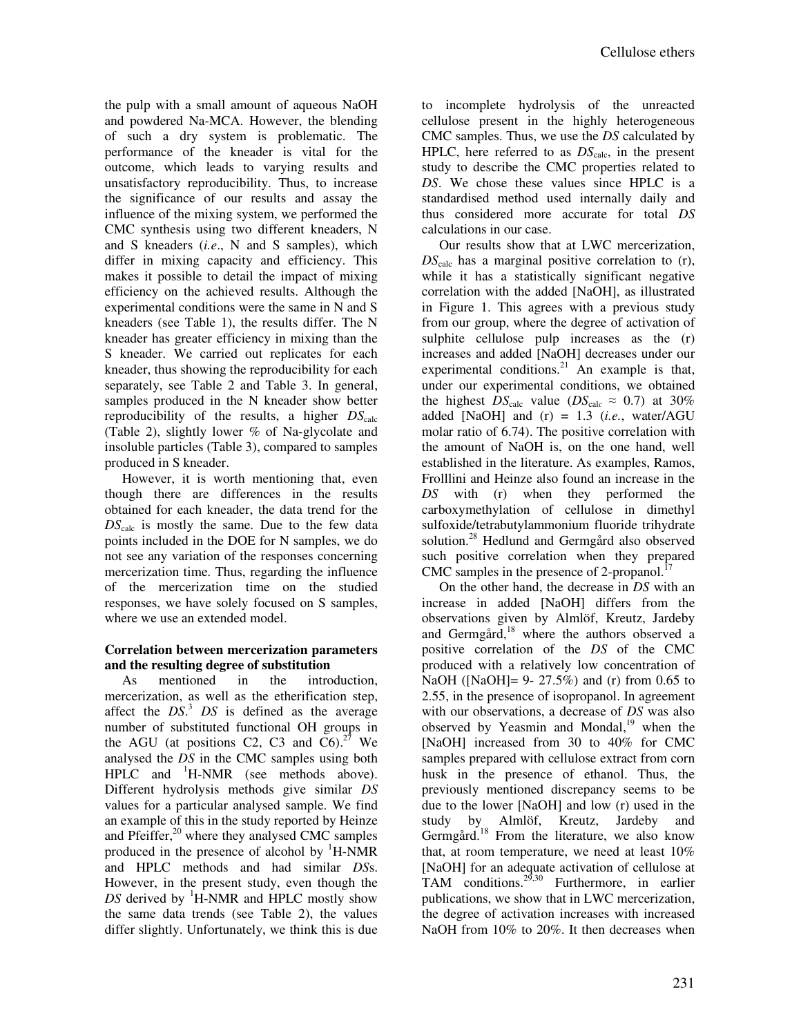the pulp with a small amount of aqueous NaOH and powdered Na-MCA. However, the blending of such a dry system is problematic. The performance of the kneader is vital for the outcome, which leads to varying results and unsatisfactory reproducibility. Thus, to increase the significance of our results and assay the influence of the mixing system, we performed the CMC synthesis using two different kneaders, N and S kneaders (*i.e*., N and S samples), which differ in mixing capacity and efficiency. This makes it possible to detail the impact of mixing efficiency on the achieved results. Although the experimental conditions were the same in N and S kneaders (see Table 1), the results differ. The N kneader has greater efficiency in mixing than the S kneader. We carried out replicates for each kneader, thus showing the reproducibility for each separately, see Table 2 and Table 3. In general, samples produced in the N kneader show better reproducibility of the results, a higher $DS_{calc}$ (Table 2), slightly lower % of Na-glycolate and insoluble particles (Table 3), compared to samples produced in S kneader.

However, it is worth mentioning that, even though there are differences in the results obtained for each kneader, the data trend for the $DS_{calc}$ is mostly the same. Due to the few data points included in the DOE for N samples, we do not see any variation of the responses concerning mercerization time. Thus, regarding the influence of the mercerization time on the studied responses, we have solely focused on S samples, where we use an extended model.

**Correlation between mercerization parameters and the resulting degree of substitution**

As mentioned in the introduction, mercerization, as well as the etherification step, affect the *DS*.[3] *DS* is defined as the average number of substituted functional OH groups in the AGU (at positions C2, C3 and C6).[27] We analysed the *DS* in the CMC samples using both HPLC and $^{1}$H-NMR (see methods above). Different hydrolysis methods give similar *DS* values for a particular analysed sample. We find an example of this in the study reported by Heinze and Pfeiffer,[20] where they analysed CMC samples produced in the presence of alcohol by $^{1}$H-NMR and HPLC methods and had similar *DS*s. However, in the present study, even though the *DS* derived by $^{1}$H-NMR and HPLC mostly show the same data trends (see Table 2), the values differ slightly. Unfortunately, we think this is due to incomplete hydrolysis of the unreacted cellulose present in the highly heterogeneous CMC samples. Thus, we use the *DS* calculated by HPLC, here referred to as $DS_{calc}$, in the present study to describe the CMC properties related to *DS*. We chose these values since HPLC is a standardised method used internally daily and thus considered more accurate for total *DS* calculations in our case.

Our results show that at LWC mercerization, $DS_{calc}$ has a marginal positive correlation to (r), while it has a statistically significant negative correlation with the added [NaOH], as illustrated in Figure 1. This agrees with a previous study from our group, where the degree of activation of sulphite cellulose pulp increases as the (r) increases and added [NaOH] decreases under our experimental conditions.[21] An example is that, under our experimental conditions, we obtained the highest $DS_{calc}$ value ($DS_{calc} \approx 0.7$) at 30% added [NaOH] and (r) = 1.3 (*i.e.*, water/AGU molar ratio of 6.74). The positive correlation with the amount of NaOH is, on the one hand, well established in the literature. As examples, Ramos, Frolllini and Heinze also found an increase in the *DS* with (r) when they performed the carboxymethylation of cellulose in dimethyl sulfoxide/tetrabutylammonium fluoride trihydrate solution.[28] Hedlund and Germgård also observed such positive correlation when they prepared CMC samples in the presence of 2-propanol.[17]

On the other hand, the decrease in *DS* with an increase in added [NaOH] differs from the observations given by Almlöf, Kreutz, Jardeby and Germgård,[18] where the authors observed a positive correlation of the *DS* of the CMC produced with a relatively low concentration of NaOH ([NaOH]= 9- 27.5%) and (r) from 0.65 to 2.55, in the presence of isopropanol. In agreement with our observations, a decrease of *DS* was also observed by Yeasmin and Mondal,[19] when the [NaOH] increased from 30 to 40% for CMC samples prepared with cellulose extract from corn husk in the presence of ethanol. Thus, the previously mentioned discrepancy seems to be due to the lower [NaOH] and low (r) used in the study by Almlöf, Kreutz, Jardeby and Germgård.[18] From the literature, we also know that, at room temperature, we need at least 10% [NaOH] for an adequate activation of cellulose at TAM conditions.[29,30] Furthermore, in earlier publications, we show that in LWC mercerization, the degree of activation increases with increased NaOH from 10% to 20%. It then decreases when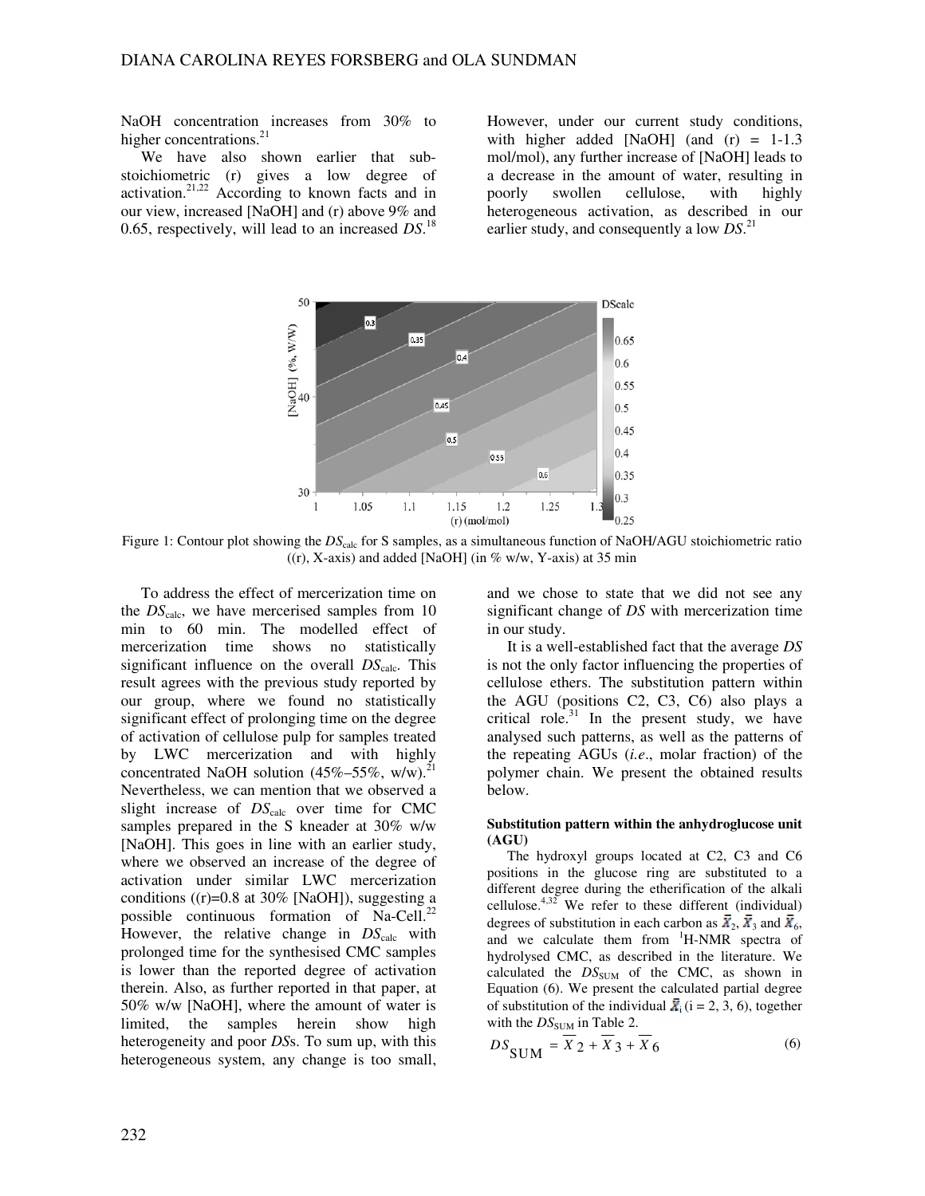NaOH concentration increases from 30% to higher concentrations.[21]

We have also shown earlier that sub-stoichiometric (r) gives a low degree of activation.[21,22] According to known facts and in our view, increased [NaOH] and (r) above 9% and 0.65, respectively, will lead to an increased *DS*.[18] However, under our current study conditions, with higher added [NaOH] (and (r) = 1-1.3 mol/mol), any further increase of [NaOH] leads to a decrease in the amount of water, resulting in poorly swollen cellulose, with highly heterogeneous activation, as described in our earlier study, and consequently a low *DS*.[21]

Figure 1: Contour plot showing the $DS_{calc}$ for S samples, as a simultaneous function of NaOH/AGU stoichiometric ratio ((r), X-axis) and added [NaOH] (in % w/w, Y-axis) at 35 min

To address the effect of mercerization time on the $DS_{calc}$, we have mercerised samples from 10 min to 60 min. The modelled effect of mercerization time shows no statistically significant influence on the overall $DS_{calc}$. This result agrees with the previous study reported by our group, where we found no statistically significant effect of prolonging time on the degree of activation of cellulose pulp for samples treated by LWC mercerization and with highly concentrated NaOH solution (45%–55%, w/w).[21] Nevertheless, we can mention that we observed a slight increase of $DS_{calc}$ over time for CMC samples prepared in the S kneader at 30% w/w [NaOH]. This goes in line with an earlier study, where we observed an increase of the degree of activation under similar LWC mercerization conditions ((r)=0.8 at 30% [NaOH]), suggesting a possible continuous formation of Na-Cell.[22] However, the relative change in $DS_{calc}$ with prolonged time for the synthesised CMC samples is lower than the reported degree of activation therein. Also, as further reported in that paper, at 50% w/w [NaOH], where the amount of water is limited, the samples herein show high heterogeneity and poor *DS*s. To sum up, with this heterogeneous system, any change is too small, and we chose to state that we did not see any significant change of *DS* with mercerization time in our study.

It is a well-established fact that the average *DS* is not the only factor influencing the properties of cellulose ethers. The substitution pattern within the AGU (positions C2, C3, C6) also plays a critical role.[31] In the present study, we have analysed such patterns, as well as the patterns of the repeating AGUs (*i.e.*, molar fraction) of the polymer chain. We present the obtained results below.

### Substitution pattern within the anhydroglucose unit (AGU)

The hydroxyl groups located at C2, C3 and C6 positions in the glucose ring are substituted to a different degree during the etherification of the alkali cellulose.[4,32] We refer to these different (individual) degrees of substitution in each carbon as $\bar{X}_2$, $\bar{X}_3$ and $\bar{X}_6$, and we calculate them from $^1$H-NMR spectra of hydrolysed CMC, as described in the literature. We calculated the $DS_{SUM}$ of the CMC, as shown in Equation (6). We present the calculated partial degree of substitution of the individual $\bar{X}_i$ (i = 2, 3, 6), together with the $DS_{SUM}$ in Table 2.

$$DS_{SUM} = \bar{X}_2 + \bar{X}_3 + \bar{X}_6 \tag{6}$$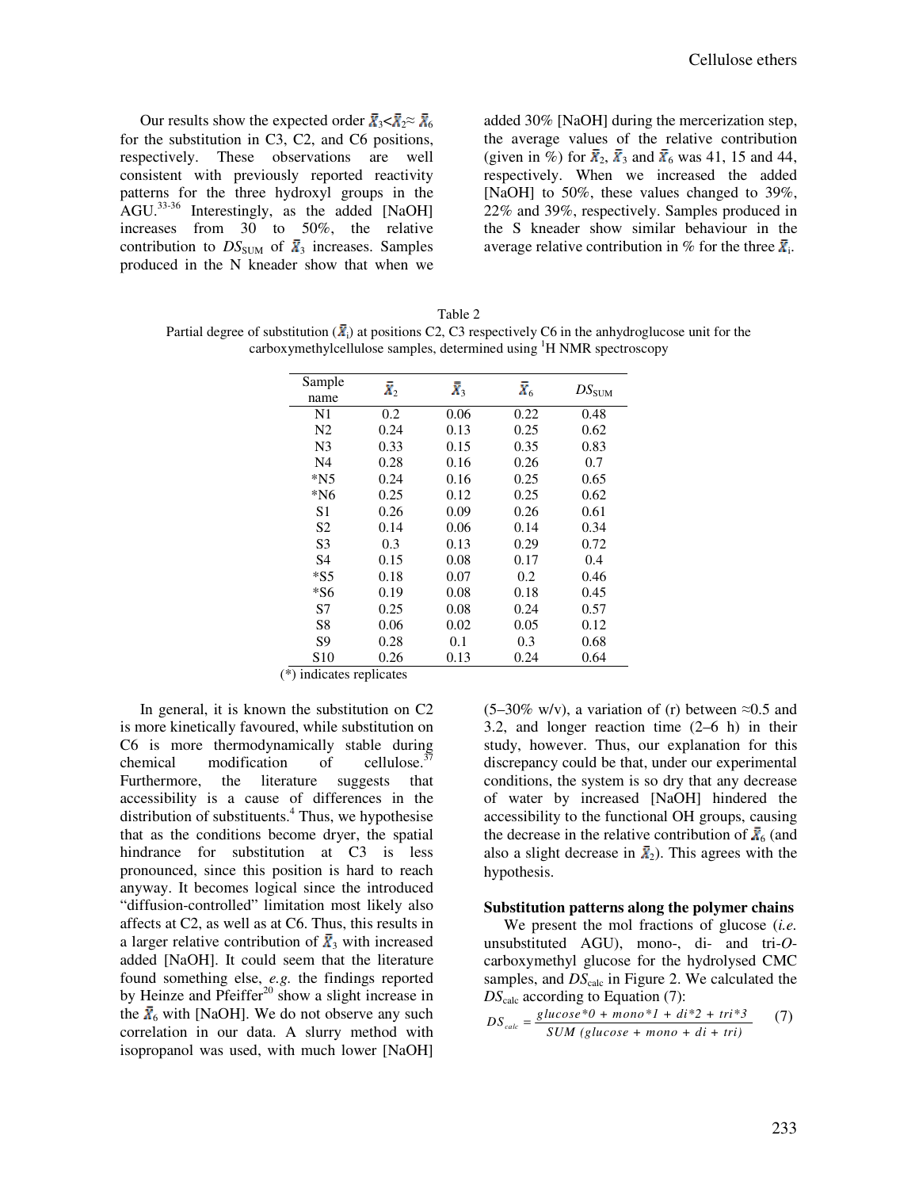Our results show the expected order $\bar{X}_3 < \bar{X}_2 \approx \bar{X}_6$ for the substitution in C3, C2, and C6 positions, respectively. These observations are well consistent with previously reported reactivity patterns for the three hydroxyl groups in the AGU.[33-36] Interestingly, as the added [NaOH] increases from 30 to 50%, the relative contribution to $DS_{SUM}$ of $\bar{X}_3$ increases. Samples produced in the N kneader show that when we added 30% [NaOH] during the mercerization step, the average values of the relative contribution (given in %) for $\bar{X}_2$, $\bar{X}_3$ and $\bar{X}_6$ was 41, 15 and 44, respectively. When we increased the added [NaOH] to 50%, these values changed to 39%, 22% and 39%, respectively. Samples produced in the S kneader show similar behaviour in the average relative contribution in % for the three $\bar{X}_i$.

Table 2
Partial degree of substitution ($\bar{X}_i$) at positions C2, C3 respectively C6 in the anhydroglucose unit for the carboxymethylcellulose samples, determined using $^1$H NMR spectroscopy

| Sample name | $\bar{X}_2$ | $\bar{X}_3$ | $\bar{X}_6$ | $DS_{SUM}$ |
|---|---|---|---|---|
| N1 | 0.2 | 0.06 | 0.22 | 0.48 |
| N2 | 0.24 | 0.13 | 0.25 | 0.62 |
| N3 | 0.33 | 0.15 | 0.35 | 0.83 |
| N4 | 0.28 | 0.16 | 0.26 | 0.7 |
| *N5 | 0.24 | 0.16 | 0.25 | 0.65 |
| *N6 | 0.25 | 0.12 | 0.25 | 0.62 |
| S1 | 0.26 | 0.09 | 0.26 | 0.61 |
| S2 | 0.14 | 0.06 | 0.14 | 0.34 |
| S3 | 0.3 | 0.13 | 0.29 | 0.72 |
| S4 | 0.15 | 0.08 | 0.17 | 0.4 |
| *S5 | 0.18 | 0.07 | 0.2 | 0.46 |
| *S6 | 0.19 | 0.08 | 0.18 | 0.45 |
| S7 | 0.25 | 0.08 | 0.24 | 0.57 |
| S8 | 0.06 | 0.02 | 0.05 | 0.12 |
| S9 | 0.28 | 0.1 | 0.3 | 0.68 |
| S10 | 0.26 | 0.13 | 0.24 | 0.64 |

(*) indicates replicates

In general, it is known the substitution on C2 is more kinetically favoured, while substitution on C6 is more thermodynamically stable during chemical modification of cellulose.[37] Furthermore, the literature suggests that accessibility is a cause of differences in the distribution of substituents.[4] Thus, we hypothesise that as the conditions become dryer, the spatial hindrance for substitution at C3 is less pronounced, since this position is hard to reach anyway. It becomes logical since the introduced "diffusion-controlled" limitation most likely also affects at C2, as well as at C6. Thus, this results in a larger relative contribution of $\bar{X}_3$ with increased added [NaOH]. It could seem that the literature found something else, *e.g.* the findings reported by Heinze and Pfeiffer[20] show a slight increase in the $\bar{X}_6$ with [NaOH]. We do not observe any such correlation in our data. A slurry method with isopropanol was used, with much lower [NaOH] (5–30% w/v), a variation of (r) between ≈0.5 and 3.2, and longer reaction time (2–6 h) in their study, however. Thus, our explanation for this discrepancy could be that, under our experimental conditions, the system is so dry that any decrease of water by increased [NaOH] hindered the accessibility to the functional OH groups, causing the decrease in the relative contribution of $\bar{X}_6$ (and also a slight decrease in $\bar{X}_2$). This agrees with the hypothesis.

### Substitution patterns along the polymer chains

We present the mol fractions of glucose (*i.e.* unsubstituted AGU), mono-, di- and tri-*O*-carboxymethyl glucose for the hydrolysed CMC samples, and $DS_{calc}$ in Figure 2. We calculated the $DS_{calc}$ according to Equation (7):

$$DS_{calc} = \frac{glucose*0 + mono*1 + di*2 + tri*3}{SUM\ (glucose + mono + di + tri)} \quad (7)$$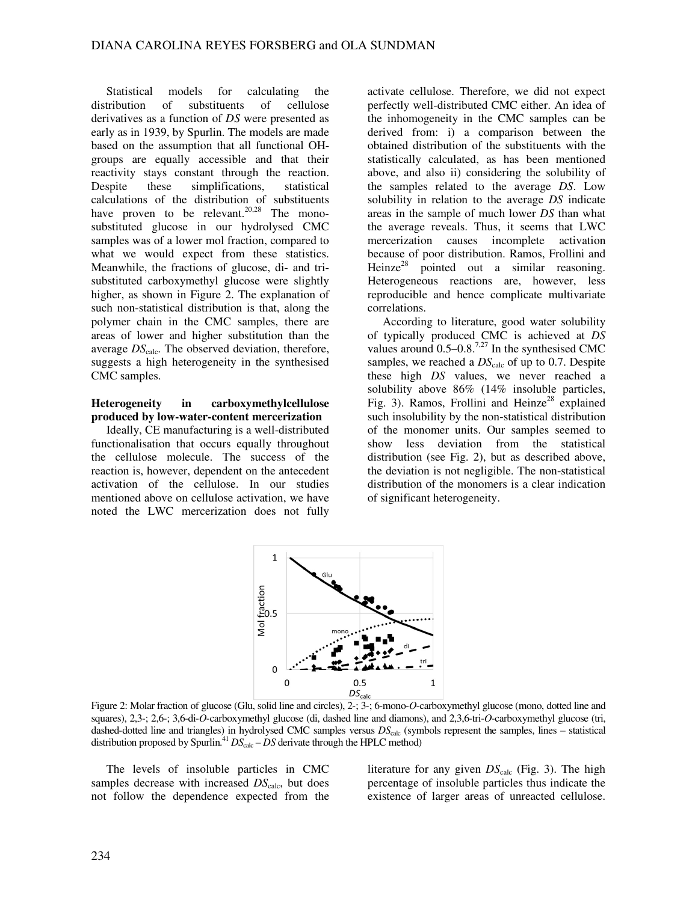Statistical models for calculating the distribution of substituents of cellulose derivatives as a function of *DS* were presented as early as in 1939, by Spurlin. The models are made based on the assumption that all functional OH-groups are equally accessible and that their reactivity stays constant through the reaction. Despite these simplifications, statistical calculations of the distribution of substituents have proven to be relevant.[20,28] The mono-substituted glucose in our hydrolysed CMC samples was of a lower mol fraction, compared to what we would expect from these statistics. Meanwhile, the fractions of glucose, di- and tri-substituted carboxymethyl glucose were slightly higher, as shown in Figure 2. The explanation of such non-statistical distribution is that, along the polymer chain in the CMC samples, there are areas of lower and higher substitution than the average $DS_{\text{calc}}$. The observed deviation, therefore, suggests a high heterogeneity in the synthesised CMC samples.

**Heterogeneity in carboxymethylcellulose produced by low-water-content mercerization**

Ideally, CE manufacturing is a well-distributed functionalisation that occurs equally throughout the cellulose molecule. The success of the reaction is, however, dependent on the antecedent activation of the cellulose. In our studies mentioned above on cellulose activation, we have noted the LWC mercerization does not fully activate cellulose. Therefore, we did not expect perfectly well-distributed CMC either. An idea of the inhomogeneity in the CMC samples can be derived from: i) a comparison between the obtained distribution of the substituents with the statistically calculated, as has been mentioned above, and also ii) considering the solubility of the samples related to the average *DS*. Low solubility in relation to the average *DS* indicate areas in the sample of much lower *DS* than what the average reveals. Thus, it seems that LWC mercerization causes incomplete activation because of poor distribution. Ramos, Frollini and Heinze[28] pointed out a similar reasoning. Heterogeneous reactions are, however, less reproducible and hence complicate multivariate correlations.

According to literature, good water solubility of typically produced CMC is achieved at *DS* values around 0.5–0.8.[7,27] In the synthesised CMC samples, we reached a $DS_{\text{calc}}$ of up to 0.7. Despite these high *DS* values, we never reached a solubility above 86% (14% insoluble particles, Fig. 3). Ramos, Frollini and Heinze[28] explained such insolubility by the non-statistical distribution of the monomer units. Our samples seemed to show less deviation from the statistical distribution (see Fig. 2), but as described above, the deviation is not negligible. The non-statistical distribution of the monomers is a clear indication of significant heterogeneity.

Figure 2: Molar fraction of glucose (Glu, solid line and circles), 2-; 3-; 6-mono-*O*-carboxymethyl glucose (mono, dotted line and squares), 2,3-; 2,6-; 3,6-di-*O*-carboxymethyl glucose (di, dashed line and diamons), and 2,3,6-tri-*O*-carboxymethyl glucose (tri, dashed-dotted line and triangles) in hydrolysed CMC samples versus $DS_{\text{calc}}$ (symbols represent the samples, lines – statistical distribution proposed by Spurlin.[41] $DS_{\text{calc}}$ – *DS* derivate through the HPLC method)

The levels of insoluble particles in CMC samples decrease with increased $DS_{\text{calc}}$, but does not follow the dependence expected from the literature for any given $DS_{\text{calc}}$ (Fig. 3). The high percentage of insoluble particles thus indicate the existence of larger areas of unreacted cellulose.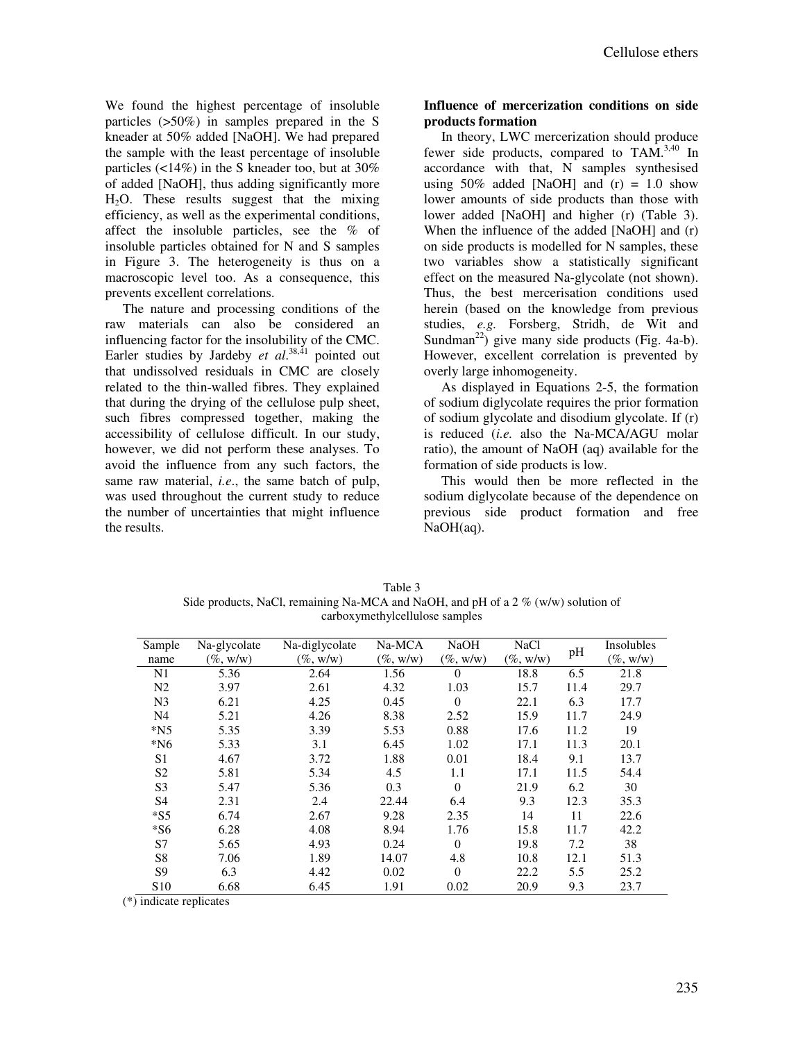We found the highest percentage of insoluble particles (>50%) in samples prepared in the S kneader at 50% added [NaOH]. We had prepared the sample with the least percentage of insoluble particles (<14%) in the S kneader too, but at 30% of added [NaOH], thus adding significantly more $H_2O$. These results suggest that the mixing efficiency, as well as the experimental conditions, affect the insoluble particles, see the % of insoluble particles obtained for N and S samples in Figure 3. The heterogeneity is thus on a macroscopic level too. As a consequence, this prevents excellent correlations.

The nature and processing conditions of the raw materials can also be considered an influencing factor for the insolubility of the CMC. Earler studies by Jardeby *et al*.[38,41] pointed out that undissolved residuals in CMC are closely related to the thin-walled fibres. They explained that during the drying of the cellulose pulp sheet, such fibres compressed together, making the accessibility of cellulose difficult. In our study, however, we did not perform these analyses. To avoid the influence from any such factors, the same raw material, *i.e*., the same batch of pulp, was used throughout the current study to reduce the number of uncertainties that might influence the results.

**Influence of mercerization conditions on side products formation**

In theory, LWC mercerization should produce fewer side products, compared to TAM.[3,40] In accordance with that, N samples synthesised using 50% added [NaOH] and (r) = 1.0 show lower amounts of side products than those with lower added [NaOH] and higher (r) (Table 3). When the influence of the added [NaOH] and (r) on side products is modelled for N samples, these two variables show a statistically significant effect on the measured Na-glycolate (not shown). Thus, the best mercerisation conditions used herein (based on the knowledge from previous studies, *e.g.* Forsberg, Stridh, de Wit and Sundman[22]) give many side products (Fig. 4a-b). However, excellent correlation is prevented by overly large inhomogeneity.

As displayed in Equations 2-5, the formation of sodium diglycolate requires the prior formation of sodium glycolate and disodium glycolate. If (r) is reduced (*i.e.* also the Na-MCA/AGU molar ratio), the amount of NaOH (aq) available for the formation of side products is low.

This would then be more reflected in the sodium diglycolate because of the dependence on previous side product formation and free NaOH(aq).

Table 3
Side products, NaCl, remaining Na-MCA and NaOH, and pH of a 2 % (w/w) solution of carboxymethylcellulose samples

| Sample name | Na-glycolate (%, w/w) | Na-diglycolate (%, w/w) | Na-MCA (%, w/w) | NaOH (%, w/w) | NaCl (%, w/w) | pH | Insolubles (%, w/w) |
|---|---|---|---|---|---|---|---|
| N1 | 5.36 | 2.64 | 1.56 | 0 | 18.8 | 6.5 | 21.8 |
| N2 | 3.97 | 2.61 | 4.32 | 1.03 | 15.7 | 11.4 | 29.7 |
| N3 | 6.21 | 4.25 | 0.45 | 0 | 22.1 | 6.3 | 17.7 |
| N4 | 5.21 | 4.26 | 8.38 | 2.52 | 15.9 | 11.7 | 24.9 |
| *N5 | 5.35 | 3.39 | 5.53 | 0.88 | 17.6 | 11.2 | 19 |
| *N6 | 5.33 | 3.1 | 6.45 | 1.02 | 17.1 | 11.3 | 20.1 |
| S1 | 4.67 | 3.72 | 1.88 | 0.01 | 18.4 | 9.1 | 13.7 |
| S2 | 5.81 | 5.34 | 4.5 | 1.1 | 17.1 | 11.5 | 54.4 |
| S3 | 5.47 | 5.36 | 0.3 | 0 | 21.9 | 6.2 | 30 |
| S4 | 2.31 | 2.4 | 22.44 | 6.4 | 9.3 | 12.3 | 35.3 |
| *S5 | 6.74 | 2.67 | 9.28 | 2.35 | 14 | 11 | 22.6 |
| *S6 | 6.28 | 4.08 | 8.94 | 1.76 | 15.8 | 11.7 | 42.2 |
| S7 | 5.65 | 4.93 | 0.24 | 0 | 19.8 | 7.2 | 38 |
| S8 | 7.06 | 1.89 | 14.07 | 4.8 | 10.8 | 12.1 | 51.3 |
| S9 | 6.3 | 4.42 | 0.02 | 0 | 22.2 | 5.5 | 25.2 |
| S10 | 6.68 | 6.45 | 1.91 | 0.02 | 20.9 | 9.3 | 23.7 |

(*) indicate replicates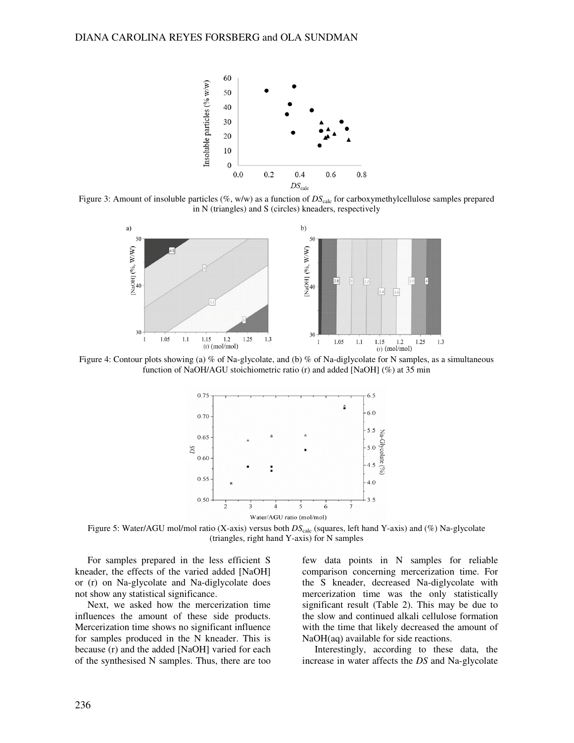Figure 3: Amount of insoluble particles (%, w/w) as a function of $DS_{calc}$ for carboxymethylcellulose samples prepared in N (triangles) and S (circles) kneaders, respectively

Figure 4: Contour plots showing (a) % of Na-glycolate, and (b) % of Na-diglycolate for N samples, as a simultaneous function of NaOH/AGU stoichiometric ratio (r) and added [NaOH] (%) at 35 min

Figure 5: Water/AGU mol/mol ratio (X-axis) versus both $DS_{calc}$ (squares, left hand Y-axis) and (%) Na-glycolate (triangles, right hand Y-axis) for N samples

For samples prepared in the less efficient S kneader, the effects of the varied added [NaOH] or (r) on Na-glycolate and Na-diglycolate does not show any statistical significance.

Next, we asked how the mercerization time influences the amount of these side products. Mercerization time shows no significant influence for samples produced in the N kneader. This is because (r) and the added [NaOH] varied for each of the synthesised N samples. Thus, there are too few data points in N samples for reliable comparison concerning mercerization time. For the S kneader, decreased Na-diglycolate with mercerization time was the only statistically significant result (Table 2). This may be due to the slow and continued alkali cellulose formation with the time that likely decreased the amount of NaOH(aq) available for side reactions.

Interestingly, according to these data, the increase in water affects the *DS* and Na-glycolate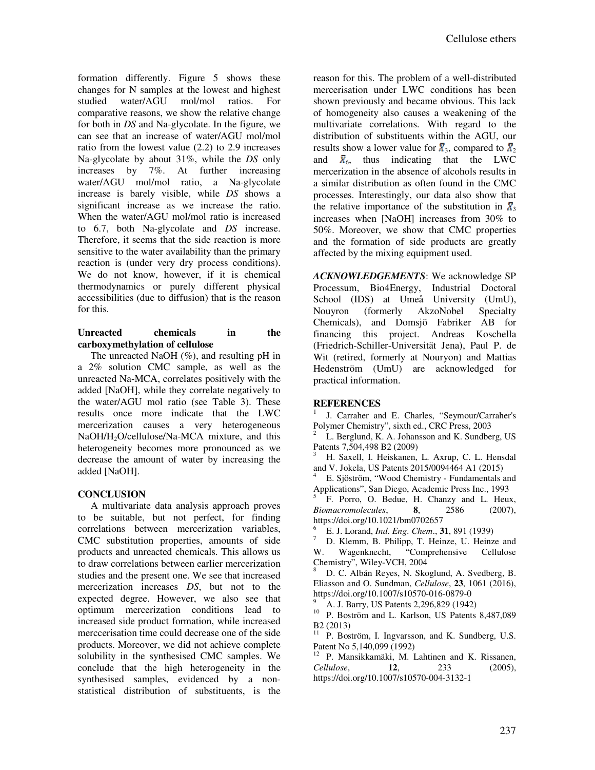formation differently. Figure 5 shows these changes for N samples at the lowest and highest studied water/AGU mol/mol ratios. For comparative reasons, we show the relative change for both in *DS* and Na-glycolate. In the figure, we can see that an increase of water/AGU mol/mol ratio from the lowest value (2.2) to 2.9 increases Na-glycolate by about 31%, while the *DS* only increases by 7%. At further increasing water/AGU mol/mol ratio, a Na-glycolate increase is barely visible, while *DS* shows a significant increase as we increase the ratio. When the water/AGU mol/mol ratio is increased to 6.7, both Na-glycolate and *DS* increase. Therefore, it seems that the side reaction is more sensitive to the water availability than the primary reaction is (under very dry process conditions). We do not know, however, if it is chemical thermodynamics or purely different physical accessibilities (due to diffusion) that is the reason for this.

### Unreacted chemicals in the carboxymethylation of cellulose

The unreacted NaOH (%), and resulting pH in a 2% solution CMC sample, as well as the unreacted Na-MCA, correlates positively with the added [NaOH], while they correlate negatively to the water/AGU mol ratio (see Table 3). These results once more indicate that the LWC mercerization causes a very heterogeneous NaOH/$H_2O$/cellulose/Na-MCA mixture, and this heterogeneity becomes more pronounced as we decrease the amount of water by increasing the added [NaOH].

## CONCLUSION

A multivariate data analysis approach proves to be suitable, but not perfect, for finding correlations between mercerization variables, CMC substitution properties, amounts of side products and unreacted chemicals. This allows us to draw correlations between earlier mercerization studies and the present one. We see that increased mercerization increases *DS*, but not to the expected degree. However, we also see that optimum mercerization conditions lead to increased side product formation, while increased merccerisation time could decrease one of the side products. Moreover, we did not achieve complete solubility in the synthesised CMC samples. We conclude that the high heterogeneity in the synthesised samples, evidenced by a non-statistical distribution of substituents, is the reason for this. The problem of a well-distributed mercerisation under LWC conditions has been shown previously and became obvious. This lack of homogeneity also causes a weakening of the multivariate correlations. With regard to the distribution of substituents within the AGU, our results show a lower value for $\bar{X}_3$, compared to $\bar{X}_2$ and $\bar{X}_6$, thus indicating that the LWC mercerization in the absence of alcohols results in a similar distribution as often found in the CMC processes. Interestingly, our data also show that the relative importance of the substitution in $\bar{X}_3$ increases when [NaOH] increases from 30% to 50%. Moreover, we show that CMC properties and the formation of side products are greatly affected by the mixing equipment used.

***ACKNOWLEDGEMENTS***: We acknowledge SP Processum, Bio4Energy, Industrial Doctoral School (IDS) at Umeå University (UmU), Nouyron (formerly AkzoNobel Specialty Chemicals), and Domsjö Fabriker AB for financing this project. Andreas Koschella (Friedrich-Schiller-Universität Jena), Paul P. de Wit (retired, formerly at Nouryon) and Mattias Hedenström (UmU) are acknowledged for practical information.

## REFERENCES

[1] J. Carraher and E. Charles, "Seymour/Carraher's Polymer Chemistry", sixth ed., CRC Press, 2003

[2] L. Berglund, K. A. Johansson and K. Sundberg, US Patents 7,504,498 B2 (2009)

[3] H. Saxell, I. Heiskanen, L. Axrup, C. L. Hensdal and V. Jokela, US Patents 2015/0094464 A1 (2015)

[4] E. Sjöström, "Wood Chemistry - Fundamentals and Applications", San Diego, Academic Press Inc., 1993

[5] F. Porro, O. Bedue, H. Chanzy and L. Heux, *Biomacromolecules*, **8**, 2586 (2007), https://doi.org/10.1021/bm0702657

[6] E. J. Lorand, *Ind. Eng. Chem*., **31**, 891 (1939)

[7] D. Klemm, B. Philipp, T. Heinze, U. Heinze and W. Wagenknecht, "Comprehensive Cellulose Chemistry", Wiley-VCH, 2004

[8] D. C. Albán Reyes, N. Skoglund, A. Svedberg, B. Eliasson and O. Sundman, *Cellulose*, **23**, 1061 (2016), https://doi.org/10.1007/s10570-016-0879-0

[9] A. J. Barry, US Patents 2,296,829 (1942)

[10] P. Boström and L. Karlson, US Patents 8,487,089 B2 (2013)

[11] P. Boström, I. Ingvarsson, and K. Sundberg, U.S. Patent No 5,140,099 (1992)

[12] P. Mansikkamäki, M. Lahtinen and K. Rissanen, *Cellulose*, **12**, 233 (2005), https://doi.org/10.1007/s10570-004-3132-1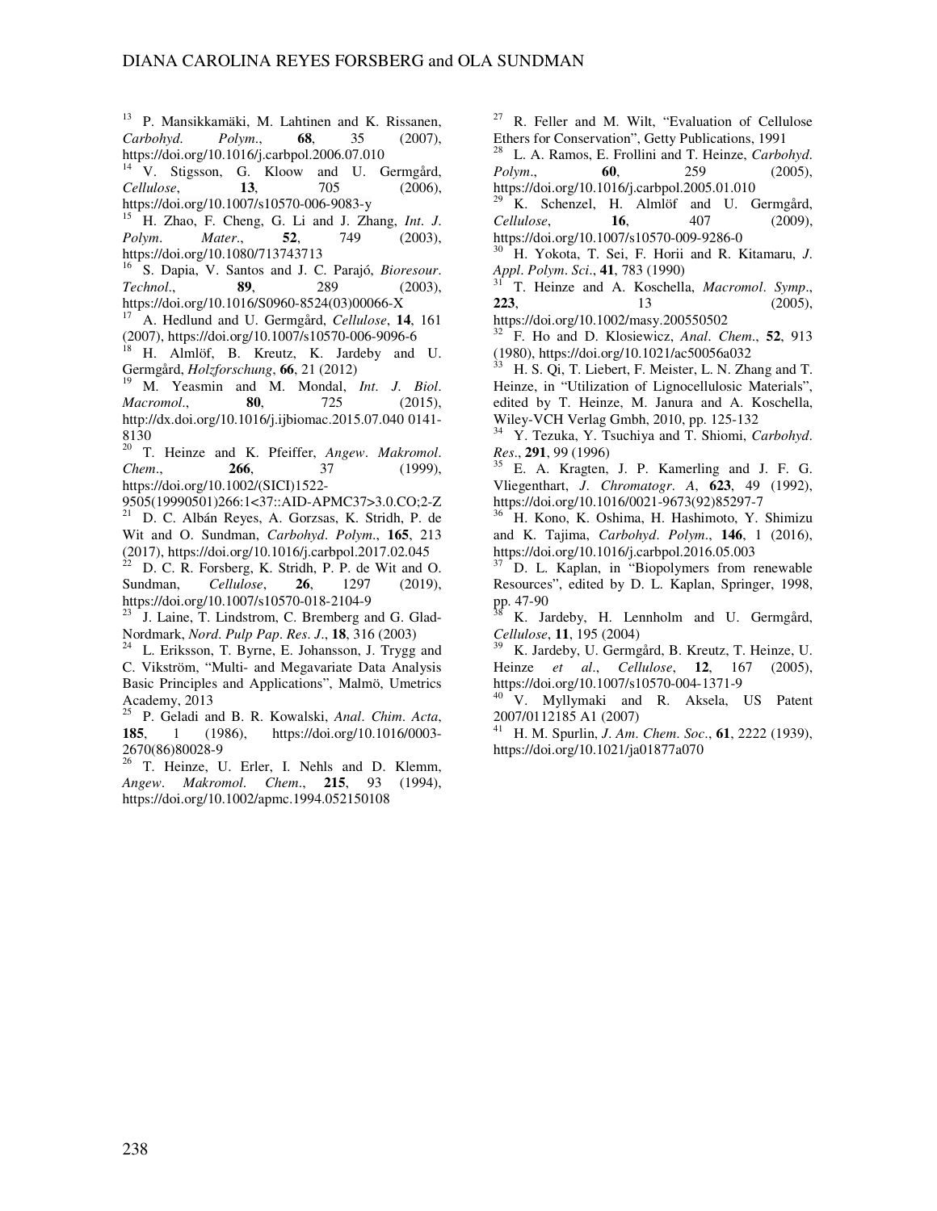[13] P. Mansikkamäki, M. Lahtinen and K. Rissanen, *Carbohyd. Polym.*, **68**, 35 (2007), https://doi.org/10.1016/j.carbpol.2006.07.010

[14] V. Stigsson, G. Kloow and U. Germgård, *Cellulose*, **13**, 705 (2006), https://doi.org/10.1007/s10570-006-9083-y

[15] H. Zhao, F. Cheng, G. Li and J. Zhang, *Int. J. Polym. Mater.*, **52**, 749 (2003), https://doi.org/10.1080/713743713

[16] S. Dapia, V. Santos and J. C. Parajó, *Bioresour. Technol.*, **89**, 289 (2003), https://doi.org/10.1016/S0960-8524(03)00066-X

[17] A. Hedlund and U. Germgård, *Cellulose*, **14**, 161 (2007), https://doi.org/10.1007/s10570-006-9096-6

[18] H. Almlöf, B. Kreutz, K. Jardeby and U. Germgård, *Holzforschung*, **66**, 21 (2012)

[19] M. Yeasmin and M. Mondal, *Int. J. Biol. Macromol.*, **80**, 725 (2015), http://dx.doi.org/10.1016/j.ijbiomac.2015.07.040 0141-8130

[20] T. Heinze and K. Pfeiffer, *Angew. Makromol. Chem.*, **266**, 37 (1999), https://doi.org/10.1002/(SICI)1522-9505(19990501)266:1<37::AID-APMC37>3.0.CO;2-Z

[21] D. C. Albán Reyes, A. Gorzsas, K. Stridh, P. de Wit and O. Sundman, *Carbohyd. Polym.*, **165**, 213 (2017), https://doi.org/10.1016/j.carbpol.2017.02.045

[22] D. C. R. Forsberg, K. Stridh, P. P. de Wit and O. Sundman, *Cellulose*, **26**, 1297 (2019), https://doi.org/10.1007/s10570-018-2104-9

[23] J. Laine, T. Lindstrom, C. Bremberg and G. Glad-Nordmark, *Nord. Pulp Pap. Res. J.*, **18**, 316 (2003)

[24] L. Eriksson, T. Byrne, E. Johansson, J. Trygg and C. Vikström, "Multi- and Megavariate Data Analysis Basic Principles and Applications", Malmö, Umetrics Academy, 2013

[25] P. Geladi and B. R. Kowalski, *Anal. Chim. Acta*, **185**, 1 (1986), https://doi.org/10.1016/0003-2670(86)80028-9

[26] T. Heinze, U. Erler, I. Nehls and D. Klemm, *Angew. Makromol. Chem.*, **215**, 93 (1994), https://doi.org/10.1002/apmc.1994.052150108

[27] R. Feller and M. Wilt, "Evaluation of Cellulose Ethers for Conservation", Getty Publications, 1991

[28] L. A. Ramos, E. Frollini and T. Heinze, *Carbohyd. Polym.*, **60**, 259 (2005), https://doi.org/10.1016/j.carbpol.2005.01.010

[29] K. Schenzel, H. Almlöf and U. Germgård, *Cellulose*, **16**, 407 (2009), https://doi.org/10.1007/s10570-009-9286-0

[30] H. Yokota, T. Sei, F. Horii and R. Kitamaru, *J. Appl. Polym. Sci.*, **41**, 783 (1990)

[31] T. Heinze and A. Koschella, *Macromol. Symp.*, **223**, 13 (2005), https://doi.org/10.1002/masy.200550502

[32] F. Ho and D. Klosiewicz, *Anal. Chem.*, **52**, 913 (1980), https://doi.org/10.1021/ac50056a032

[33] H. S. Qi, T. Liebert, F. Meister, L. N. Zhang and T. Heinze, in "Utilization of Lignocellulosic Materials", edited by T. Heinze, M. Janura and A. Koschella, Wiley-VCH Verlag Gmbh, 2010, pp. 125-132

[34] Y. Tezuka, Y. Tsuchiya and T. Shiomi, *Carbohyd. Res.*, **291**, 99 (1996)

[35] E. A. Kragten, J. P. Kamerling and J. F. G. Vliegenthart, *J. Chromatogr. A*, **623**, 49 (1992), https://doi.org/10.1016/0021-9673(92)85297-7

[36] H. Kono, K. Oshima, H. Hashimoto, Y. Shimizu and K. Tajima, *Carbohyd. Polym.*, **146**, 1 (2016), https://doi.org/10.1016/j.carbpol.2016.05.003

[37] D. L. Kaplan, in "Biopolymers from renewable Resources", edited by D. L. Kaplan, Springer, 1998, pp. 47-90

[38] K. Jardeby, H. Lennholm and U. Germgård, *Cellulose*, **11**, 195 (2004)

[39] K. Jardeby, U. Germgård, B. Kreutz, T. Heinze, U. Heinze *et al.*, *Cellulose*, **12**, 167 (2005), https://doi.org/10.1007/s10570-004-1371-9

[40] V. Myllymaki and R. Aksela, US Patent 2007/0112185 A1 (2007)

[41] H. M. Spurlin, *J. Am. Chem. Soc.*, **61**, 2222 (1939), https://doi.org/10.1021/ja01877a070